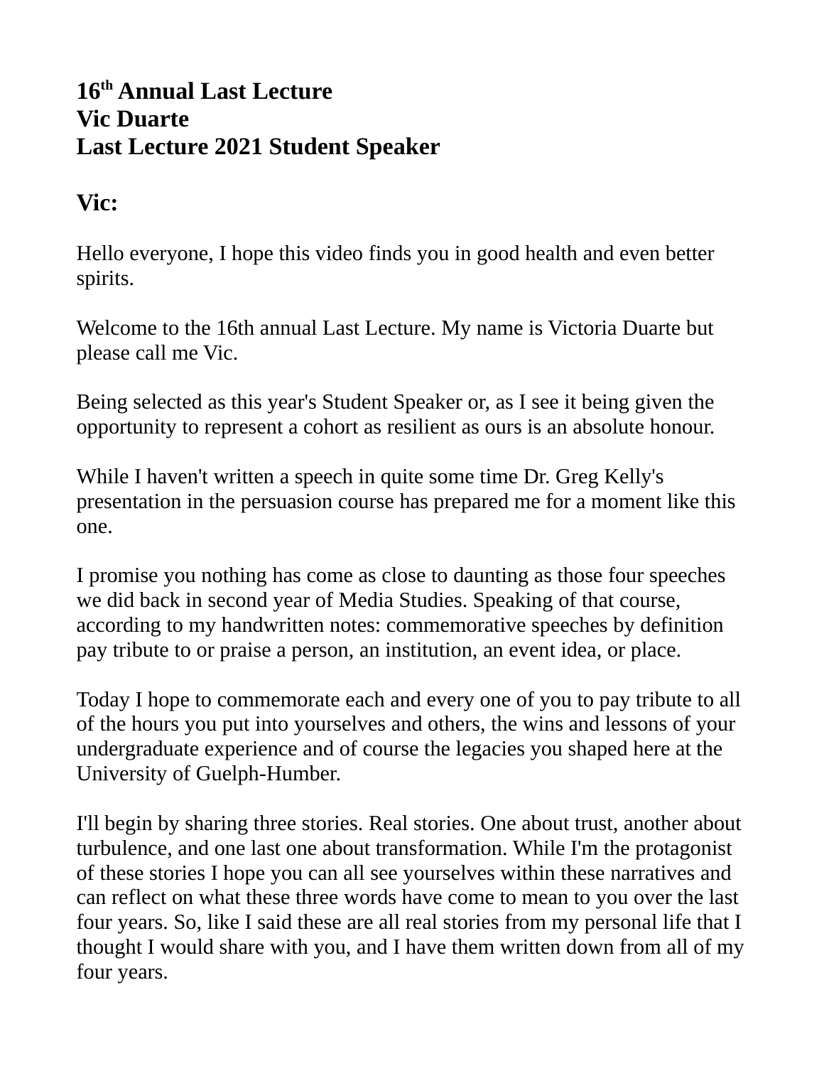**16th Annual Last Lecture**
**Vic Duarte**
**Last Lecture 2021 Student Speaker**

## Vic:

Hello everyone, I hope this video finds you in good health and even better spirits.

Welcome to the 16th annual Last Lecture. My name is Victoria Duarte but please call me Vic.

Being selected as this year's Student Speaker or, as I see it being given the opportunity to represent a cohort as resilient as ours is an absolute honour.

While I haven't written a speech in quite some time Dr. Greg Kelly's presentation in the persuasion course has prepared me for a moment like this one.

I promise you nothing has come as close to daunting as those four speeches we did back in second year of Media Studies. Speaking of that course, according to my handwritten notes: commemorative speeches by definition pay tribute to or praise a person, an institution, an event idea, or place.

Today I hope to commemorate each and every one of you to pay tribute to all of the hours you put into yourselves and others, the wins and lessons of your undergraduate experience and of course the legacies you shaped here at the University of Guelph-Humber.

I'll begin by sharing three stories. Real stories. One about trust, another about turbulence, and one last one about transformation. While I'm the protagonist of these stories I hope you can all see yourselves within these narratives and can reflect on what these three words have come to mean to you over the last four years. So, like I said these are all real stories from my personal life that I thought I would share with you, and I have them written down from all of my four years.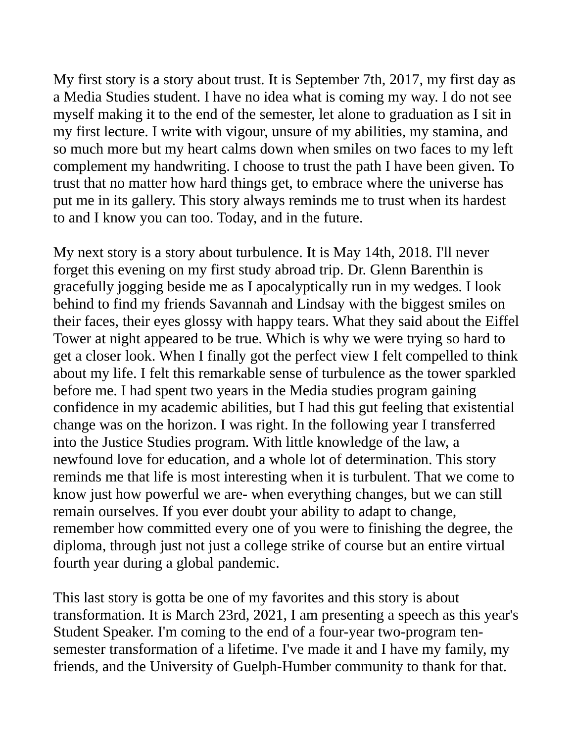My first story is a story about trust. It is September 7th, 2017, my first day as a Media Studies student. I have no idea what is coming my way. I do not see myself making it to the end of the semester, let alone to graduation as I sit in my first lecture. I write with vigour, unsure of my abilities, my stamina, and so much more but my heart calms down when smiles on two faces to my left complement my handwriting. I choose to trust the path I have been given. To trust that no matter how hard things get, to embrace where the universe has put me in its gallery. This story always reminds me to trust when its hardest to and I know you can too. Today, and in the future.

My next story is a story about turbulence. It is May 14th, 2018. I'll never forget this evening on my first study abroad trip. Dr. Glenn Barenthin is gracefully jogging beside me as I apocalyptically run in my wedges. I look behind to find my friends Savannah and Lindsay with the biggest smiles on their faces, their eyes glossy with happy tears. What they said about the Eiffel Tower at night appeared to be true. Which is why we were trying so hard to get a closer look. When I finally got the perfect view I felt compelled to think about my life. I felt this remarkable sense of turbulence as the tower sparkled before me. I had spent two years in the Media studies program gaining confidence in my academic abilities, but I had this gut feeling that existential change was on the horizon. I was right. In the following year I transferred into the Justice Studies program. With little knowledge of the law, a newfound love for education, and a whole lot of determination. This story reminds me that life is most interesting when it is turbulent. That we come to know just how powerful we are- when everything changes, but we can still remain ourselves. If you ever doubt your ability to adapt to change, remember how committed every one of you were to finishing the degree, the diploma, through just not just a college strike of course but an entire virtual fourth year during a global pandemic.

This last story is gotta be one of my favorites and this story is about transformation. It is March 23rd, 2021, I am presenting a speech as this year's Student Speaker. I'm coming to the end of a four-year two-program ten-semester transformation of a lifetime. I've made it and I have my family, my friends, and the University of Guelph-Humber community to thank for that.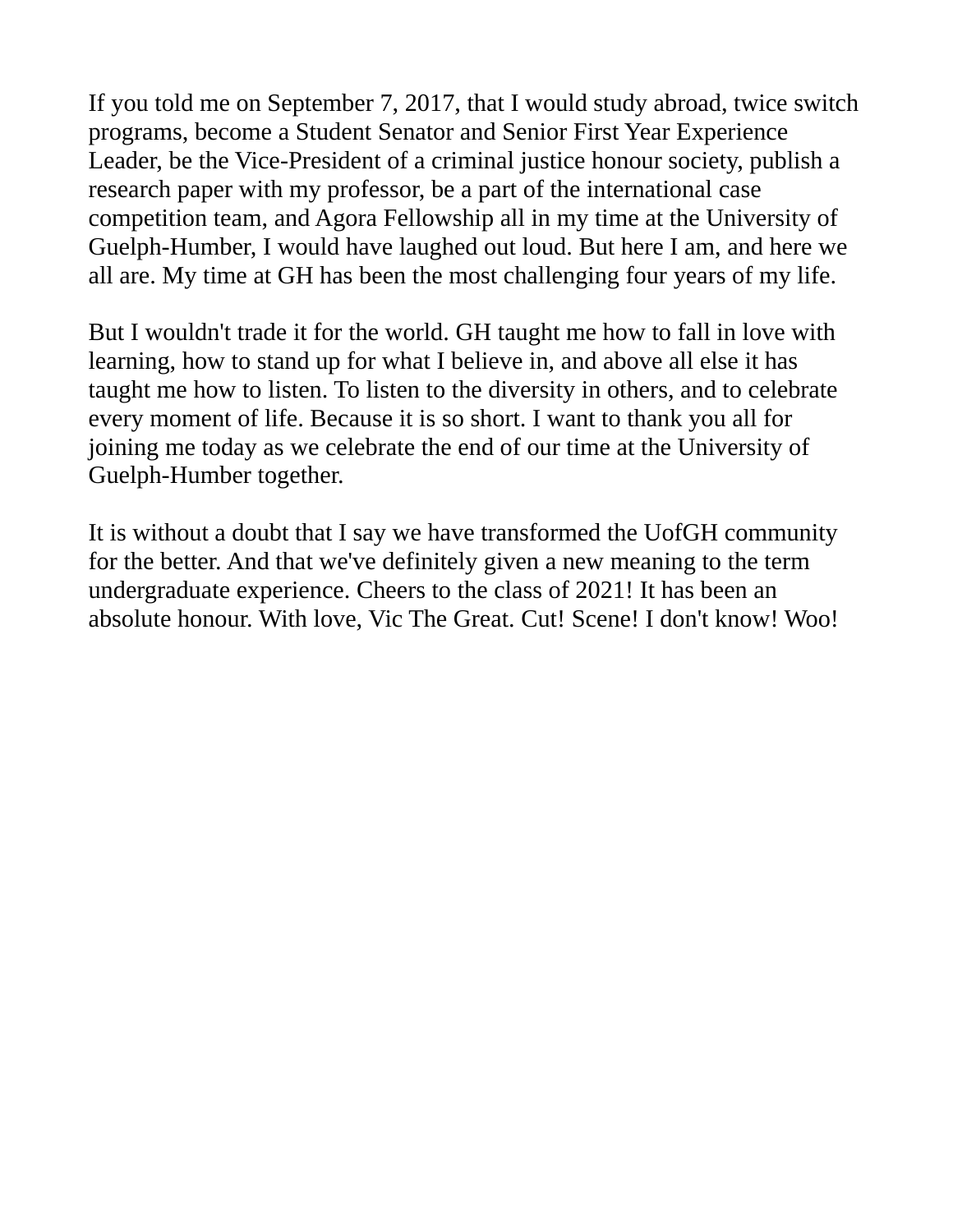If you told me on September 7, 2017, that I would study abroad, twice switch programs, become a Student Senator and Senior First Year Experience Leader, be the Vice-President of a criminal justice honour society, publish a research paper with my professor, be a part of the international case competition team, and Agora Fellowship all in my time at the University of Guelph-Humber, I would have laughed out loud. But here I am, and here we all are. My time at GH has been the most challenging four years of my life.

But I wouldn't trade it for the world. GH taught me how to fall in love with learning, how to stand up for what I believe in, and above all else it has taught me how to listen. To listen to the diversity in others, and to celebrate every moment of life. Because it is so short. I want to thank you all for joining me today as we celebrate the end of our time at the University of Guelph-Humber together.

It is without a doubt that I say we have transformed the UofGH community for the better. And that we've definitely given a new meaning to the term undergraduate experience. Cheers to the class of 2021! It has been an absolute honour. With love, Vic The Great. Cut! Scene! I don't know! Woo!